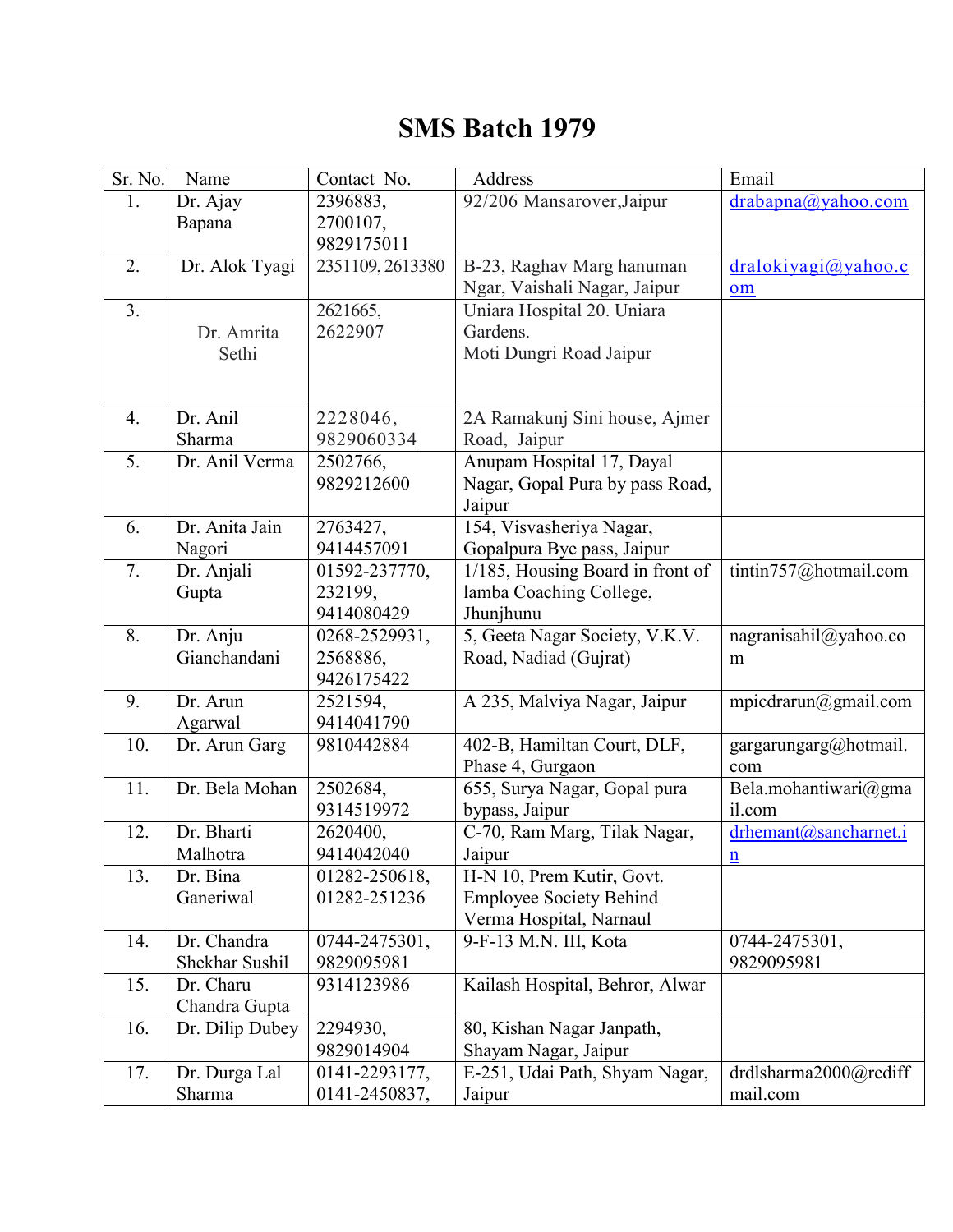# SMS Batch 1979

| Sr. No. | Name | Contact No. | Address | Email |
|---|---|---|---|---|
| 1. | Dr. Ajay Bapana | 2396883, 2700107, 9829175011 | 92/206 Mansarover,Jaipur | drabapna@yahoo.com |
| 2. | Dr. Alok Tyagi | 2351109, 2613380 | B-23, Raghav Marg hanuman Ngar, Vaishali Nagar, Jaipur | dralokiyagi@yahoo.com |
| 3. | Dr. Amrita Sethi | 2621665, 2622907 | Uniara Hospital 20. Uniara Gardens. Moti Dungri Road Jaipur | |
| 4. | Dr. Anil Sharma | 2228046, 9829060334 | 2A Ramakunj Sini house, Ajmer Road, Jaipur | |
| 5. | Dr. Anil Verma | 2502766, 9829212600 | Anupam Hospital 17, Dayal Nagar, Gopal Pura by pass Road, Jaipur | |
| 6. | Dr. Anita Jain Nagori | 2763427, 9414457091 | 154, Visvasheriya Nagar, Gopalpura Bye pass, Jaipur | |
| 7. | Dr. Anjali Gupta | 01592-237770, 232199, 9414080429 | 1/185, Housing Board in front of lamba Coaching College, Jhunjhunu | tintin757@hotmail.com |
| 8. | Dr. Anju Gianchandani | 0268-2529931, 2568886, 9426175422 | 5, Geeta Nagar Society, V.K.V. Road, Nadiad (Gujrat) | nagranisahil@yahoo.com |
| 9. | Dr. Arun Agarwal | 2521594, 9414041790 | A 235, Malviya Nagar, Jaipur | mpicdrarun@gmail.com |
| 10. | Dr. Arun Garg | 9810442884 | 402-B, Hamiltan Court, DLF, Phase 4, Gurgaon | gargarungarg@hotmail.com |
| 11. | Dr. Bela Mohan | 2502684, 9314519972 | 655, Surya Nagar, Gopal pura bypass, Jaipur | Bela.mohantiwari@gmail.com |
| 12. | Dr. Bharti Malhotra | 2620400, 9414042040 | C-70, Ram Marg, Tilak Nagar, Jaipur | drhemant@sancharnet.in |
| 13. | Dr. Bina Ganeriwal | 01282-250618, 01282-251236 | H-N 10, Prem Kutir, Govt. Employee Society Behind Verma Hospital, Narnaul | |
| 14. | Dr. Chandra Shekhar Sushil | 0744-2475301, 9829095981 | 9-F-13 M.N. III, Kota | 0744-2475301, 9829095981 |
| 15. | Dr. Charu Chandra Gupta | 9314123986 | Kailash Hospital, Behror, Alwar | |
| 16. | Dr. Dilip Dubey | 2294930, 9829014904 | 80, Kishan Nagar Janpath, Shayam Nagar, Jaipur | |
| 17. | Dr. Durga Lal Sharma | 0141-2293177, 0141-2450837, | E-251, Udai Path, Shyam Nagar, Jaipur | drdlsharma2000@rediffmail.com |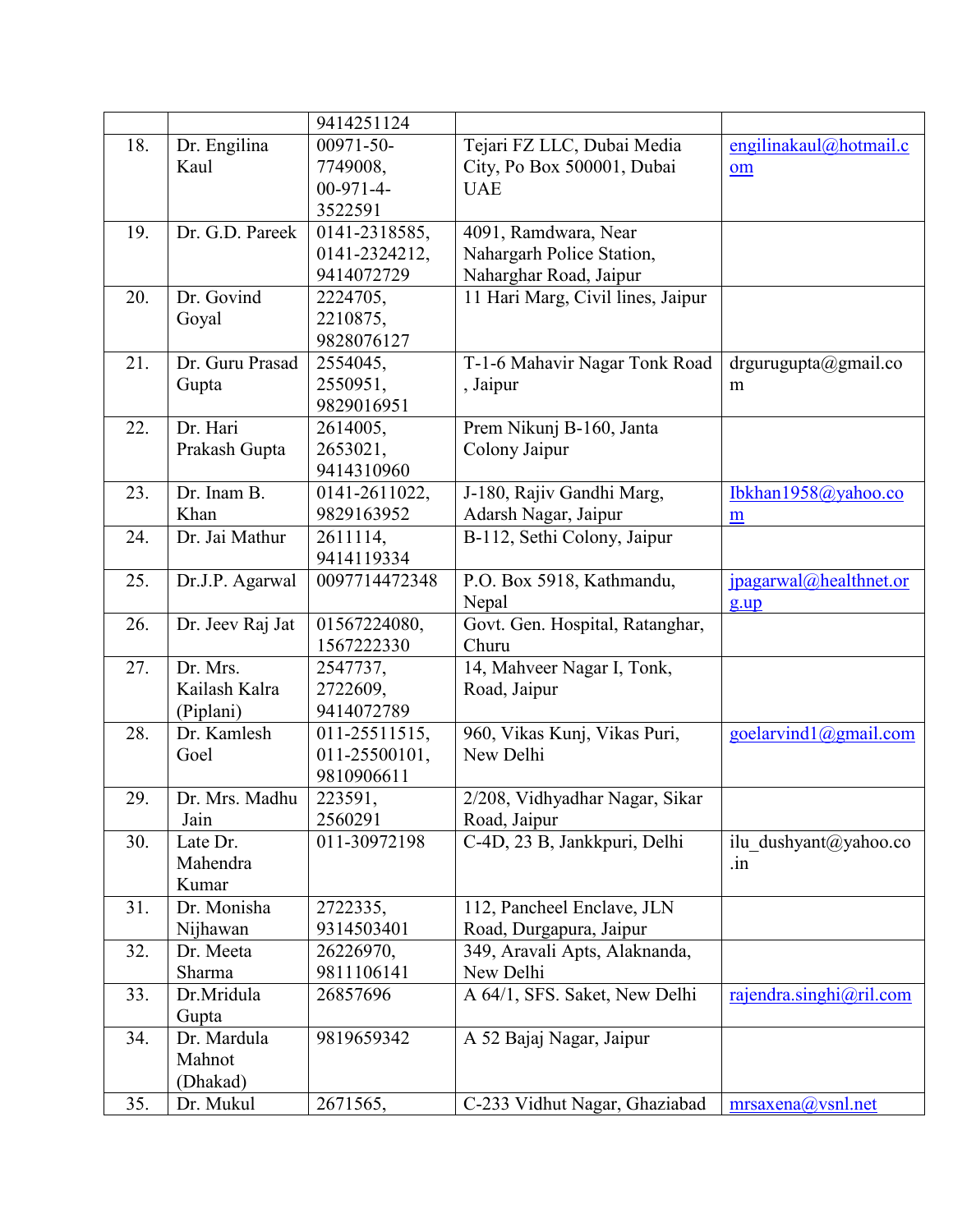| | | | | |
|---|---|---|---|---|
| | | 9414251124 | | |
| 18. | Dr. Engilina Kaul | 00971-50-7749008, 00-971-4-3522591 | Tejari FZ LLC, Dubai Media City, Po Box 500001, Dubai UAE | engilinakaul@hotmail.com |
| 19. | Dr. G.D. Pareek | 0141-2318585, 0141-2324212, 9414072729 | 4091, Ramdwara, Near Nahargarh Police Station, Naharghar Road, Jaipur | |
| 20. | Dr. Govind Goyal | 2224705, 2210875, 9828076127 | 11 Hari Marg, Civil lines, Jaipur | |
| 21. | Dr. Guru Prasad Gupta | 2554045, 2550951, 9829016951 | T-1-6 Mahavir Nagar Tonk Road , Jaipur | drgurugupta@gmail.com |
| 22. | Dr. Hari Prakash Gupta | 2614005, 2653021, 9414310960 | Prem Nikunj B-160, Janta Colony Jaipur | |
| 23. | Dr. Inam B. Khan | 0141-2611022, 9829163952 | J-180, Rajiv Gandhi Marg, Adarsh Nagar, Jaipur | Ibkhan1958@yahoo.com |
| 24. | Dr. Jai Mathur | 2611114, 9414119334 | B-112, Sethi Colony, Jaipur | |
| 25. | Dr.J.P. Agarwal | 0097714472348 | P.O. Box 5918, Kathmandu, Nepal | jpagarwal@healthnet.org.up |
| 26. | Dr. Jeev Raj Jat | 01567224080, 1567222330 | Govt. Gen. Hospital, Ratanghar, Churu | |
| 27. | Dr. Mrs. Kailash Kalra (Piplani) | 2547737, 2722609, 9414072789 | 14, Mahveer Nagar I, Tonk, Road, Jaipur | |
| 28. | Dr. Kamlesh Goel | 011-25511515, 011-25500101, 9810906611 | 960, Vikas Kunj, Vikas Puri, New Delhi | goelarvind1@gmail.com |
| 29. | Dr. Mrs. Madhu Jain | 223591, 2560291 | 2/208, Vidhyadhar Nagar, Sikar Road, Jaipur | |
| 30. | Late Dr. Mahendra Kumar | 011-30972198 | C-4D, 23 B, Jankkpuri, Delhi | ilu_dushyant@yahoo.co.in |
| 31. | Dr. Monisha Nijhawan | 2722335, 9314503401 | 112, Pancheel Enclave, JLN Road, Durgapura, Jaipur | |
| 32. | Dr. Meeta Sharma | 26226970, 9811106141 | 349, Aravali Apts, Alaknanda, New Delhi | |
| 33. | Dr.Mridula Gupta | 26857696 | A 64/1, SFS. Saket, New Delhi | rajendra.singhi@ril.com |
| 34. | Dr. Mardula Mahnot (Dhakad) | 9819659342 | A 52 Bajaj Nagar, Jaipur | |
| 35. | Dr. Mukul | 2671565, | C-233 Vidhut Nagar, Ghaziabad | mrsaxena@vsnl.net |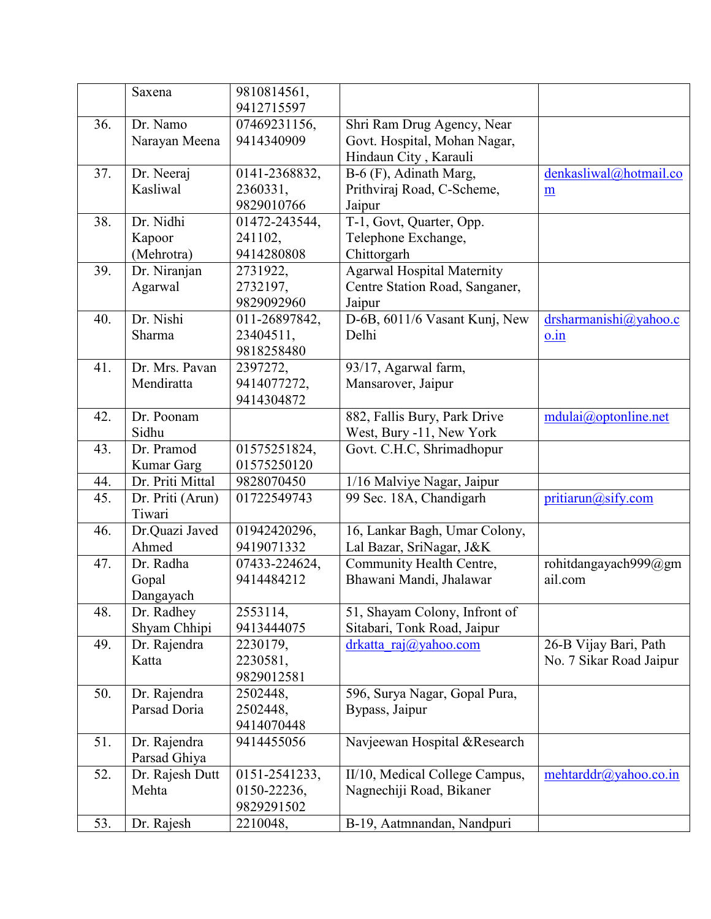|  | Saxena | 9810814561, 9412715597 |  |  |
|---|---|---|---|---|
| 36. | Dr. Namo Narayan Meena | 07469231156, 9414340909 | Shri Ram Drug Agency, Near Govt. Hospital, Mohan Nagar, Hindaun City , Karauli |  |
| 37. | Dr. Neeraj Kasliwal | 0141-2368832, 2360331, 9829010766 | B-6 (F), Adinath Marg, Prithviraj Road, C-Scheme, Jaipur | denkasliwal@hotmail.com |
| 38. | Dr. Nidhi Kapoor (Mehrotra) | 01472-243544, 241102, 9414280808 | T-1, Govt, Quarter, Opp. Telephone Exchange, Chittorgarh |  |
| 39. | Dr. Niranjan Agarwal | 2731922, 2732197, 9829092960 | Agarwal Hospital Maternity Centre Station Road, Sanganer, Jaipur |  |
| 40. | Dr. Nishi Sharma | 011-26897842, 23404511, 9818258480 | D-6B, 6011/6 Vasant Kunj, New Delhi | drsharmanishi@yahoo.co.in |
| 41. | Dr. Mrs. Pavan Mendiratta | 2397272, 9414077272, 9414304872 | 93/17, Agarwal farm, Mansarover, Jaipur |  |
| 42. | Dr. Poonam Sidhu |  | 882, Fallis Bury, Park Drive West, Bury -11, New York | mdulai@optonline.net |
| 43. | Dr. Pramod Kumar Garg | 01575251824, 01575250120 | Govt. C.H.C, Shrimadhopur |  |
| 44. | Dr. Priti Mittal | 9828070450 | 1/16 Malviye Nagar, Jaipur |  |
| 45. | Dr. Priti (Arun) Tiwari | 01722549743 | 99 Sec. 18A, Chandigarh | pritiarun@sify.com |
| 46. | Dr.Quazi Javed Ahmed | 01942420296, 9419071332 | 16, Lankar Bagh, Umar Colony, Lal Bazar, SriNagar, J&K |  |
| 47. | Dr. Radha Gopal Dangayach | 07433-224624, 9414484212 | Community Health Centre, Bhawani Mandi, Jhalawar | rohitdangayach999@gmail.com |
| 48. | Dr. Radhey Shyam Chhipi | 2553114, 9413444075 | 51, Shayam Colony, Infront of Sitabari, Tonk Road, Jaipur |  |
| 49. | Dr. Rajendra Katta | 2230179, 2230581, 9829012581 | drkatta_raj@yahoo.com | 26-B Vijay Bari, Path No. 7 Sikar Road Jaipur |
| 50. | Dr. Rajendra Parsad Doria | 2502448, 2502448, 9414070448 | 596, Surya Nagar, Gopal Pura, Bypass, Jaipur |  |
| 51. | Dr. Rajendra Parsad Ghiya | 9414455056 | Navjeewan Hospital &Research |  |
| 52. | Dr. Rajesh Dutt Mehta | 0151-2541233, 0150-22236, 9829291502 | II/10, Medical College Campus, Nagnechiji Road, Bikaner | mehtarddr@yahoo.co.in |
| 53. | Dr. Rajesh | 2210048, | B-19, Aatmnandan, Nandpuri |  |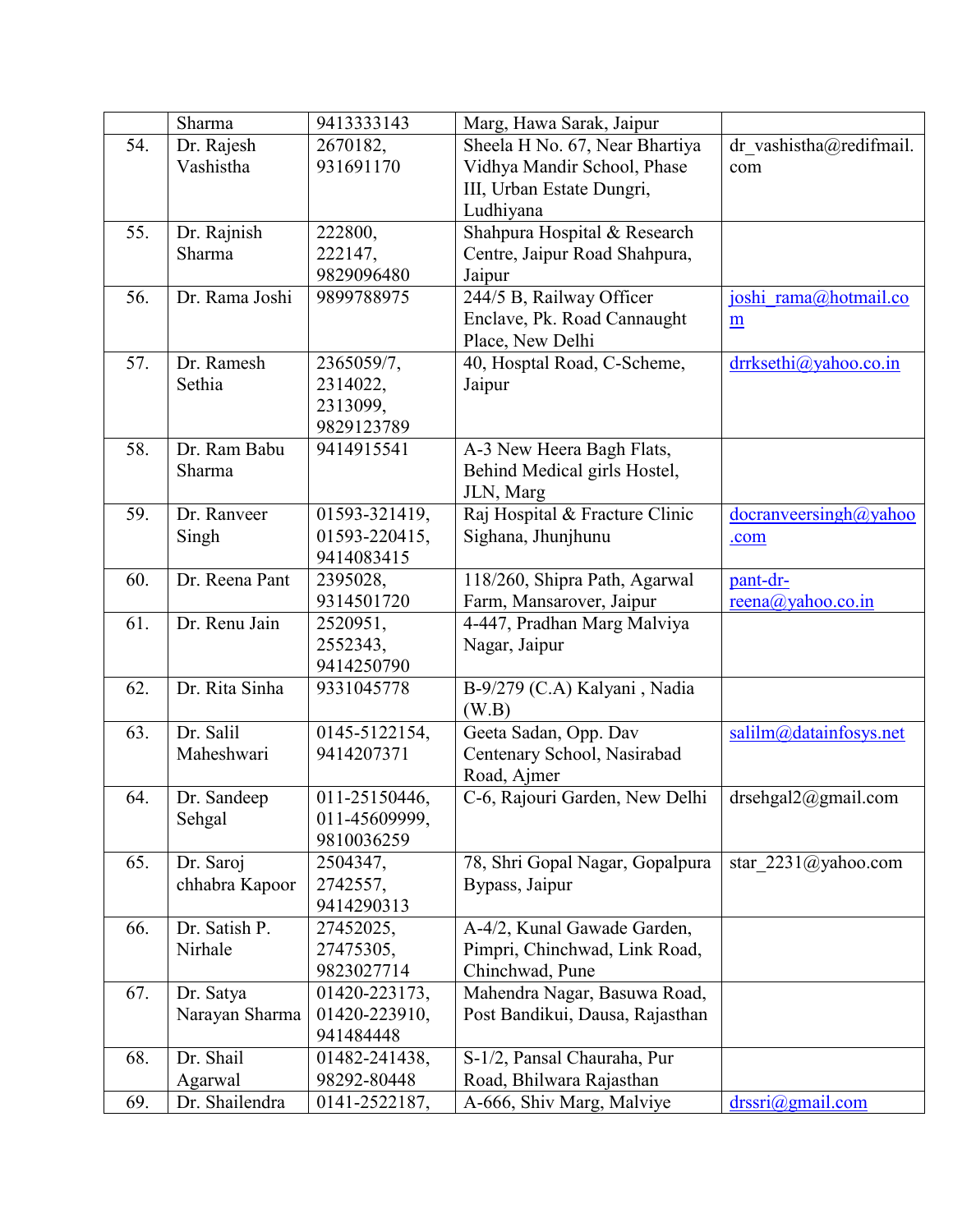|  | Sharma | 9413333143 | Marg, Hawa Sarak, Jaipur |  |
|---|---|---|---|---|
| 54. | Dr. Rajesh Vashistha | 2670182, 931691170 | Sheela H No. 67, Near Bhartiya Vidhya Mandir School, Phase III, Urban Estate Dungri, Ludhiyana | dr_vashistha@redifmail.com |
| 55. | Dr. Rajnish Sharma | 222800, 222147, 9829096480 | Shahpura Hospital & Research Centre, Jaipur Road Shahpura, Jaipur |  |
| 56. | Dr. Rama Joshi | 9899788975 | 244/5 B, Railway Officer Enclave, Pk. Road Cannaught Place, New Delhi | joshi_rama@hotmail.com |
| 57. | Dr. Ramesh Sethia | 2365059/7, 2314022, 2313099, 9829123789 | 40, Hosptal Road, C-Scheme, Jaipur | drrksethi@yahoo.co.in |
| 58. | Dr. Ram Babu Sharma | 9414915541 | A-3 New Heera Bagh Flats, Behind Medical girls Hostel, JLN, Marg |  |
| 59. | Dr. Ranveer Singh | 01593-321419, 01593-220415, 9414083415 | Raj Hospital & Fracture Clinic Sighana, Jhunjhunu | docranveersingh@yahoo.com |
| 60. | Dr. Reena Pant | 2395028, 9314501720 | 118/260, Shipra Path, Agarwal Farm, Mansarover, Jaipur | pant-dr-reena@yahoo.co.in |
| 61. | Dr. Renu Jain | 2520951, 2552343, 9414250790 | 4-447, Pradhan Marg Malviya Nagar, Jaipur |  |
| 62. | Dr. Rita Sinha | 9331045778 | B-9/279 (C.A) Kalyani , Nadia (W.B) |  |
| 63. | Dr. Salil Maheshwari | 0145-5122154, 9414207371 | Geeta Sadan, Opp. Dav Centenary School, Nasirabad Road, Ajmer | salilm@datainfosys.net |
| 64. | Dr. Sandeep Sehgal | 011-25150446, 011-45609999, 9810036259 | C-6, Rajouri Garden, New Delhi | drsehgal2@gmail.com |
| 65. | Dr. Saroj chhabra Kapoor | 2504347, 2742557, 9414290313 | 78, Shri Gopal Nagar, Gopalpura Bypass, Jaipur | star_2231@yahoo.com |
| 66. | Dr. Satish P. Nirhale | 27452025, 27475305, 9823027714 | A-4/2, Kunal Gawade Garden, Pimpri, Chinchwad, Link Road, Chinchwad, Pune |  |
| 67. | Dr. Satya Narayan Sharma | 01420-223173, 01420-223910, 941484448 | Mahendra Nagar, Basuwa Road, Post Bandikui, Dausa, Rajasthan |  |
| 68. | Dr. Shail Agarwal | 01482-241438, 98292-80448 | S-1/2, Pansal Chauraha, Pur Road, Bhilwara Rajasthan |  |
| 69. | Dr. Shailendra | 0141-2522187, | A-666, Shiv Marg, Malviye | drssri@gmail.com |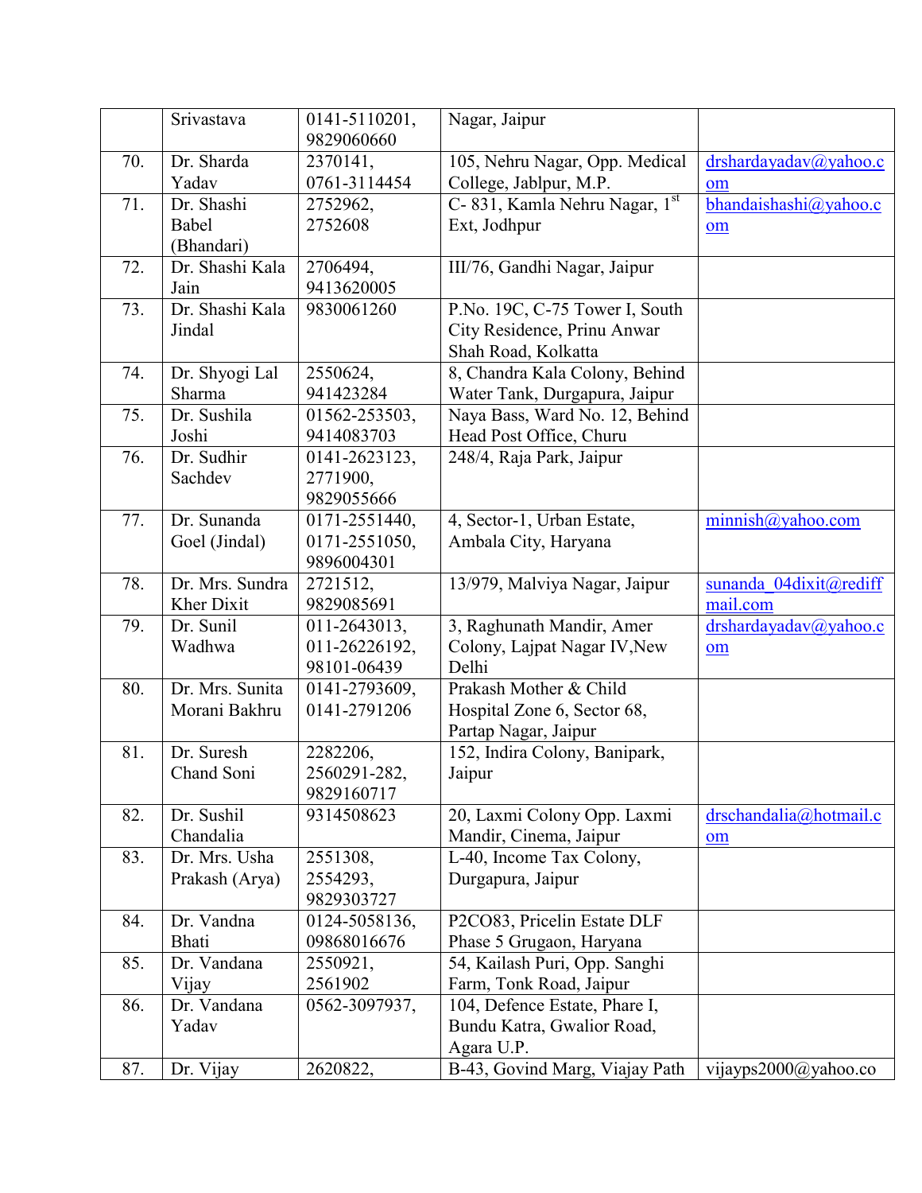|  | Srivastava | 0141-5110201, 9829060660 | Nagar, Jaipur |  |
|---|---|---|---|---|
| 70. | Dr. Sharda Yadav | 2370141, 0761-3114454 | 105, Nehru Nagar, Opp. Medical College, Jablpur, M.P. | drshardayadav@yahoo.com |
| 71. | Dr. Shashi Babel (Bhandari) | 2752962, 2752608 | C- 831, Kamla Nehru Nagar, 1st Ext, Jodhpur | bhandaishashi@yahoo.com |
| 72. | Dr. Shashi Kala Jain | 2706494, 9413620005 | III/76, Gandhi Nagar, Jaipur |  |
| 73. | Dr. Shashi Kala Jindal | 9830061260 | P.No. 19C, C-75 Tower I, South City Residence, Prinu Anwar Shah Road, Kolkatta |  |
| 74. | Dr. Shyogi Lal Sharma | 2550624, 941423284 | 8, Chandra Kala Colony, Behind Water Tank, Durgapura, Jaipur |  |
| 75. | Dr. Sushila Joshi | 01562-253503, 9414083703 | Naya Bass, Ward No. 12, Behind Head Post Office, Churu |  |
| 76. | Dr. Sudhir Sachdev | 0141-2623123, 2771900, 9829055666 | 248/4, Raja Park, Jaipur |  |
| 77. | Dr. Sunanda Goel (Jindal) | 0171-2551440, 0171-2551050, 9896004301 | 4, Sector-1, Urban Estate, Ambala City, Haryana | minnish@yahoo.com |
| 78. | Dr. Mrs. Sundra Kher Dixit | 2721512, 9829085691 | 13/979, Malviya Nagar, Jaipur | sunanda_04dixit@rediffmail.com |
| 79. | Dr. Sunil Wadhwa | 011-2643013, 011-26226192, 98101-06439 | 3, Raghunath Mandir, Amer Colony, Lajpat Nagar IV,New Delhi | drshardayadav@yahoo.com |
| 80. | Dr. Mrs. Sunita Morani Bakhru | 0141-2793609, 0141-2791206 | Prakash Mother & Child Hospital Zone 6, Sector 68, Partap Nagar, Jaipur |  |
| 81. | Dr. Suresh Chand Soni | 2282206, 2560291-282, 9829160717 | 152, Indira Colony, Banipark, Jaipur |  |
| 82. | Dr. Sushil Chandalia | 9314508623 | 20, Laxmi Colony Opp. Laxmi Mandir, Cinema, Jaipur | drschandalia@hotmail.com |
| 83. | Dr. Mrs. Usha Prakash (Arya) | 2551308, 2554293, 9829303727 | L-40, Income Tax Colony, Durgapura, Jaipur |  |
| 84. | Dr. Vandna Bhati | 0124-5058136, 09868016676 | P2CO83, Pricelin Estate DLF Phase 5 Grugaon, Haryana |  |
| 85. | Dr. Vandana Vijay | 2550921, 2561902 | 54, Kailash Puri, Opp. Sanghi Farm, Tonk Road, Jaipur |  |
| 86. | Dr. Vandana Yadav | 0562-3097937, | 104, Defence Estate, Phare I, Bundu Katra, Gwalior Road, Agara U.P. |  |
| 87. | Dr. Vijay | 2620822, | B-43, Govind Marg, Viajay Path | vijayps2000@yahoo.co |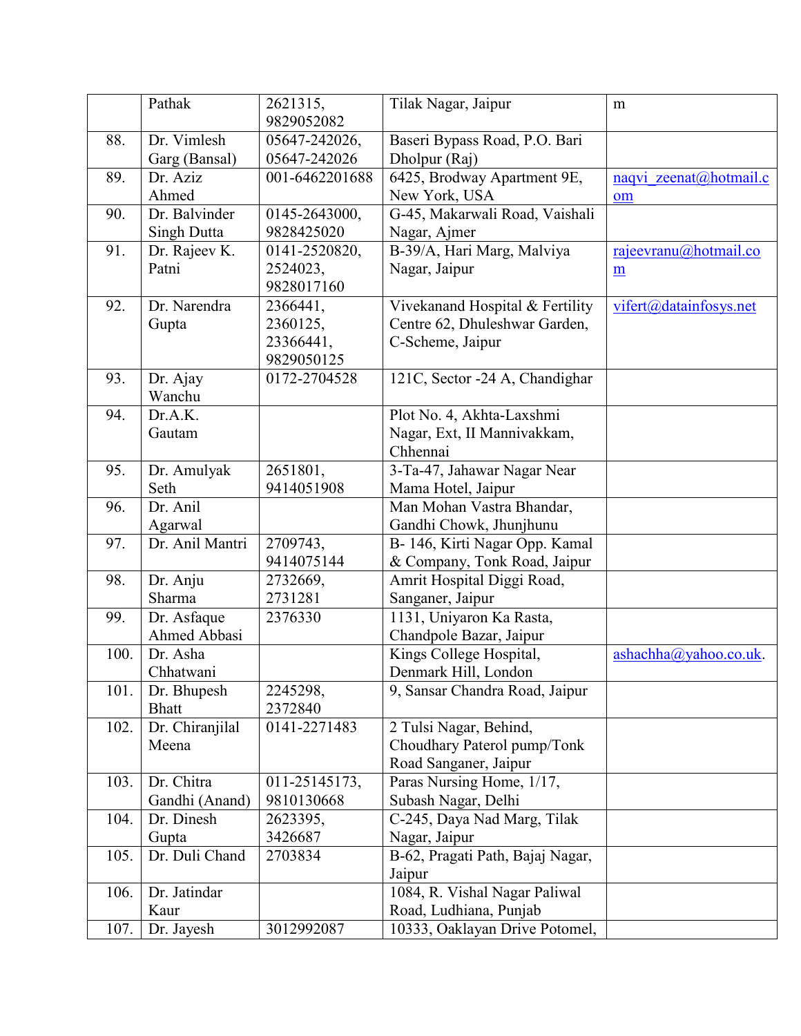|  |  |  |  |  |
|---|---|---|---|---|
|  | Pathak | 2621315, 9829052082 | Tilak Nagar, Jaipur | m |
| 88. | Dr. Vimlesh Garg (Bansal) | 05647-242026, 05647-242026 | Baseri Bypass Road, P.O. Bari Dholpur (Raj) |  |
| 89. | Dr. Aziz Ahmed | 001-6462201688 | 6425, Brodway Apartment 9E, New York, USA | naqvi_zeenat@hotmail.com |
| 90. | Dr. Balvinder Singh Dutta | 0145-2643000, 9828425020 | G-45, Makarwali Road, Vaishali Nagar, Ajmer |  |
| 91. | Dr. Rajeev K. Patni | 0141-2520820, 2524023, 9828017160 | B-39/A, Hari Marg, Malviya Nagar, Jaipur | rajeevranu@hotmail.com |
| 92. | Dr. Narendra Gupta | 2366441, 2360125, 23366441, 9829050125 | Vivekanand Hospital & Fertility Centre 62, Dhuleshwar Garden, C-Scheme, Jaipur | vifert@datainfosys.net |
| 93. | Dr. Ajay Wanchu | 0172-2704528 | 121C, Sector -24 A, Chandighar |  |
| 94. | Dr.A.K. Gautam |  | Plot No. 4, Akhta-Laxshmi Nagar, Ext, II Mannivakkam, Chhennai |  |
| 95. | Dr. Amulyak Seth | 2651801, 9414051908 | 3-Ta-47, Jahawar Nagar Near Mama Hotel, Jaipur |  |
| 96. | Dr. Anil Agarwal |  | Man Mohan Vastra Bhandar, Gandhi Chowk, Jhunjhunu |  |
| 97. | Dr. Anil Mantri | 2709743, 9414075144 | B- 146, Kirti Nagar Opp. Kamal & Company, Tonk Road, Jaipur |  |
| 98. | Dr. Anju Sharma | 2732669, 2731281 | Amrit Hospital Diggi Road, Sanganer, Jaipur |  |
| 99. | Dr. Asfaque Ahmed Abbasi | 2376330 | 1131, Uniyaron Ka Rasta, Chandpole Bazar, Jaipur |  |
| 100. | Dr. Asha Chhatwani |  | Kings College Hospital, Denmark Hill, London | ashachha@yahoo.co.uk. |
| 101. | Dr. Bhupesh Bhatt | 2245298, 2372840 | 9, Sansar Chandra Road, Jaipur |  |
| 102. | Dr. Chiranjilal Meena | 0141-2271483 | 2 Tulsi Nagar, Behind, Choudhary Paterol pump/Tonk Road Sanganer, Jaipur |  |
| 103. | Dr. Chitra Gandhi (Anand) | 011-25145173, 9810130668 | Paras Nursing Home, 1/17, Subash Nagar, Delhi |  |
| 104. | Dr. Dinesh Gupta | 2623395, 3426687 | C-245, Daya Nad Marg, Tilak Nagar, Jaipur |  |
| 105. | Dr. Duli Chand | 2703834 | B-62, Pragati Path, Bajaj Nagar, Jaipur |  |
| 106. | Dr. Jatindar Kaur |  | 1084, R. Vishal Nagar Paliwal Road, Ludhiana, Punjab |  |
| 107. | Dr. Jayesh | 3012992087 | 10333, Oaklayan Drive Potomel, |  |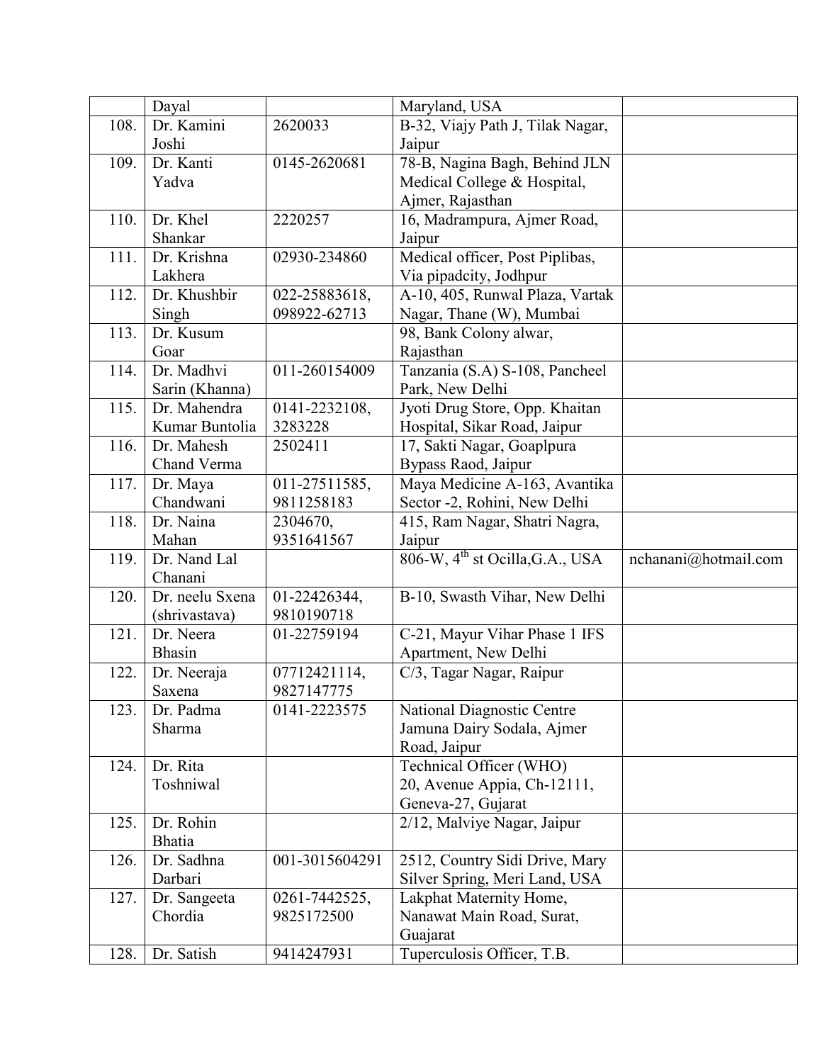| | | | | |
|---|---|---|---|---|
| | Dayal | | Maryland, USA | |
| 108. | Dr. Kamini Joshi | 2620033 | B-32, Viajy Path J, Tilak Nagar, Jaipur | |
| 109. | Dr. Kanti Yadva | 0145-2620681 | 78-B, Nagina Bagh, Behind JLN Medical College & Hospital, Ajmer, Rajasthan | |
| 110. | Dr. Khel Shankar | 2220257 | 16, Madrampura, Ajmer Road, Jaipur | |
| 111. | Dr. Krishna Lakhera | 02930-234860 | Medical officer, Post Piplibas, Via pipadcity, Jodhpur | |
| 112. | Dr. Khushbir Singh | 022-25883618, 098922-62713 | A-10, 405, Runwal Plaza, Vartak Nagar, Thane (W), Mumbai | |
| 113. | Dr. Kusum Goar | | 98, Bank Colony alwar, Rajasthan | |
| 114. | Dr. Madhvi Sarin (Khanna) | 011-260154009 | Tanzania (S.A) S-108, Pancheel Park, New Delhi | |
| 115. | Dr. Mahendra Kumar Buntolia | 0141-2232108, 3283228 | Jyoti Drug Store, Opp. Khaitan Hospital, Sikar Road, Jaipur | |
| 116. | Dr. Mahesh Chand Verma | 2502411 | 17, Sakti Nagar, Goaplpura Bypass Raod, Jaipur | |
| 117. | Dr. Maya Chandwani | 011-27511585, 9811258183 | Maya Medicine A-163, Avantika Sector -2, Rohini, New Delhi | |
| 118. | Dr. Naina Mahan | 2304670, 9351641567 | 415, Ram Nagar, Shatri Nagra, Jaipur | |
| 119. | Dr. Nand Lal Chanani | | 806-W, 4th st Ocilla,G.A., USA | nchanani@hotmail.com |
| 120. | Dr. neelu Sxena (shrivastava) | 01-22426344, 9810190718 | B-10, Swasth Vihar, New Delhi | |
| 121. | Dr. Neera Bhasin | 01-22759194 | C-21, Mayur Vihar Phase 1 IFS Apartment, New Delhi | |
| 122. | Dr. Neeraja Saxena | 07712421114, 9827147775 | C/3, Tagar Nagar, Raipur | |
| 123. | Dr. Padma Sharma | 0141-2223575 | National Diagnostic Centre Jamuna Dairy Sodala, Ajmer Road, Jaipur | |
| 124. | Dr. Rita Toshniwal | | Technical Officer (WHO) 20, Avenue Appia, Ch-12111, Geneva-27, Gujarat | |
| 125. | Dr. Rohin Bhatia | | 2/12, Malviye Nagar, Jaipur | |
| 126. | Dr. Sadhna Darbari | 001-3015604291 | 2512, Country Sidi Drive, Mary Silver Spring, Meri Land, USA | |
| 127. | Dr. Sangeeta Chordia | 0261-7442525, 9825172500 | Lakphat Maternity Home, Nanawat Main Road, Surat, Guajarat | |
| 128. | Dr. Satish | 9414247931 | Tuperculosis Officer, T.B. | |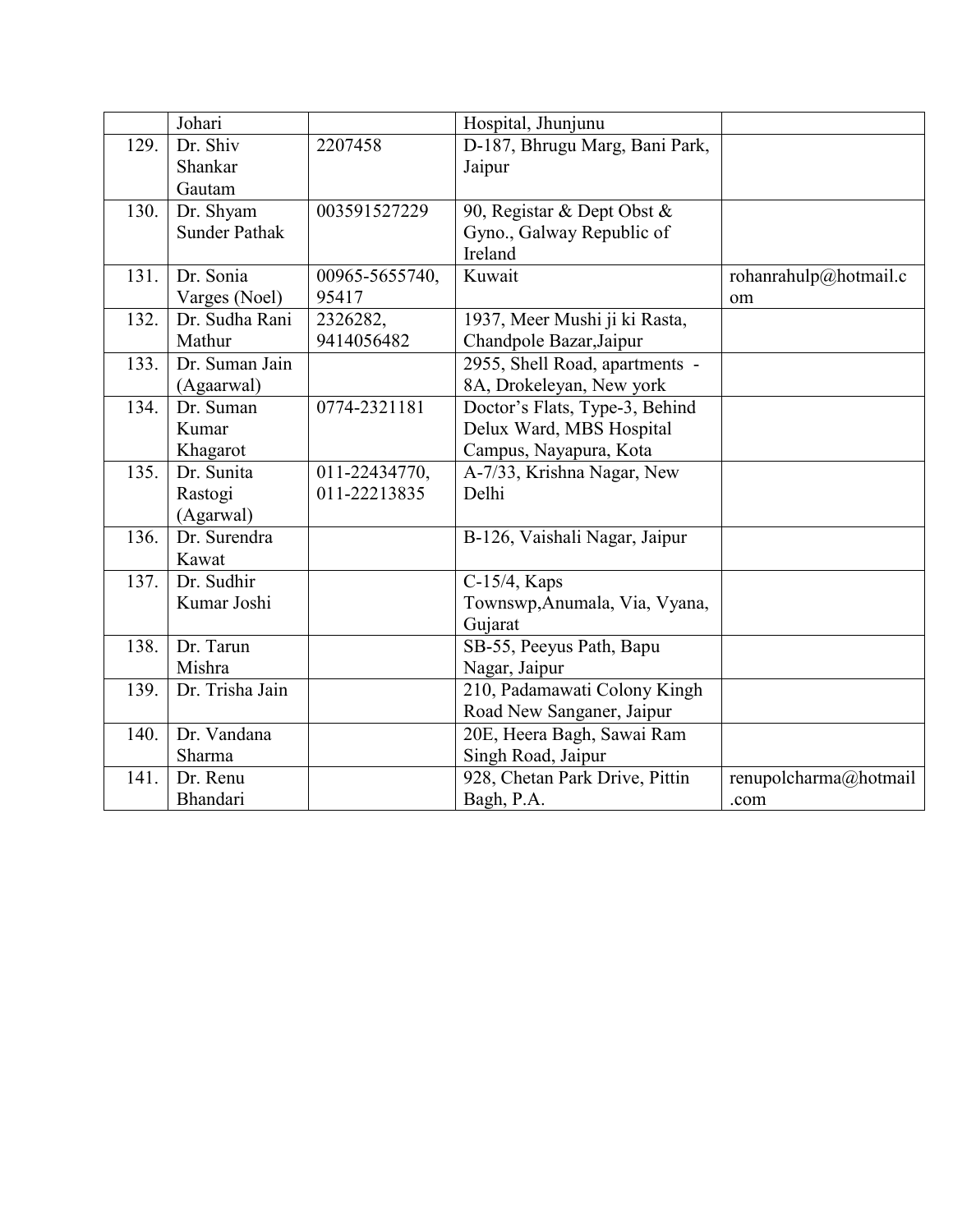| | | | | |
|---|---|---|---|---|
| | Johari | | Hospital, Jhunjunu | |
| 129. | Dr. Shiv Shankar Gautam | 2207458 | D-187, Bhrugu Marg, Bani Park, Jaipur | |
| 130. | Dr. Shyam Sunder Pathak | 003591527229 | 90, Registar & Dept Obst & Gyno., Galway Republic of Ireland | |
| 131. | Dr. Sonia Varges (Noel) | 00965-5655740, 95417 | Kuwait | rohanrahulp@hotmail.com |
| 132. | Dr. Sudha Rani Mathur | 2326282, 9414056482 | 1937, Meer Mushi ji ki Rasta, Chandpole Bazar,Jaipur | |
| 133. | Dr. Suman Jain (Agaarwal) | | 2955, Shell Road, apartments - 8A, Drokeleyan, New york | |
| 134. | Dr. Suman Kumar Khagarot | 0774-2321181 | Doctor's Flats, Type-3, Behind Delux Ward, MBS Hospital Campus, Nayapura, Kota | |
| 135. | Dr. Sunita Rastogi (Agarwal) | 011-22434770, 011-22213835 | A-7/33, Krishna Nagar, New Delhi | |
| 136. | Dr. Surendra Kawat | | B-126, Vaishali Nagar, Jaipur | |
| 137. | Dr. Sudhir Kumar Joshi | | C-15/4, Kaps Townswp,Anumala, Via, Vyana, Gujarat | |
| 138. | Dr. Tarun Mishra | | SB-55, Peeyus Path, Bapu Nagar, Jaipur | |
| 139. | Dr. Trisha Jain | | 210, Padamawati Colony Kingh Road New Sanganer, Jaipur | |
| 140. | Dr. Vandana Sharma | | 20E, Heera Bagh, Sawai Ram Singh Road, Jaipur | |
| 141. | Dr. Renu Bhandari | | 928, Chetan Park Drive, Pittin Bagh, P.A. | renupolcharma@hotmail.com |